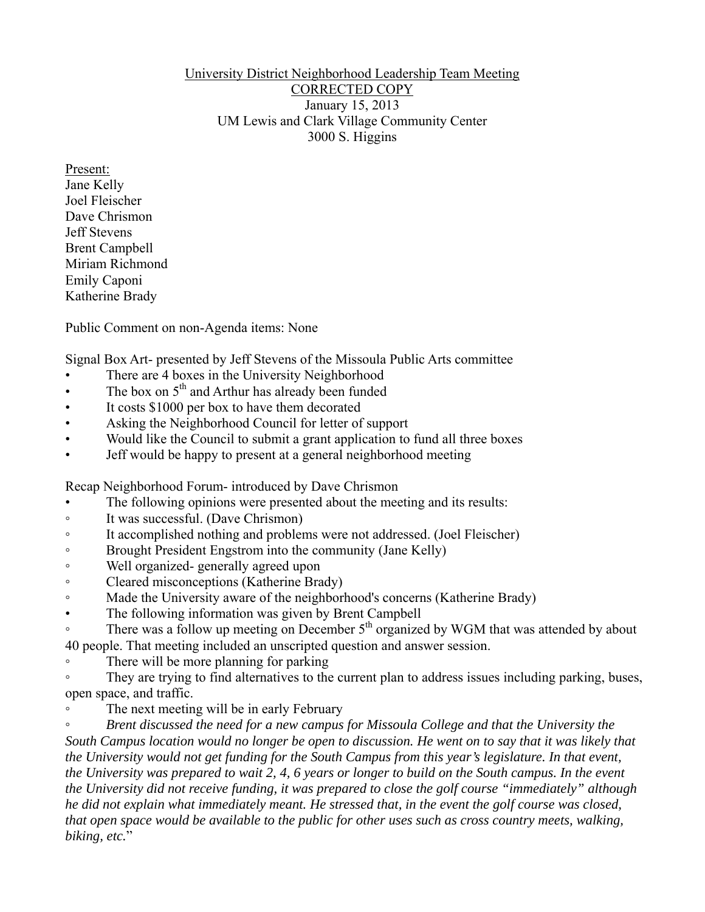University District Neighborhood Leadership Team Meeting
CORRECTED COPY
January 15, 2013
UM Lewis and Clark Village Community Center
3000 S. Higgins

Present:
Jane Kelly
Joel Fleischer
Dave Chrismon
Jeff Stevens
Brent Campbell
Miriam Richmond
Emily Caponi
Katherine Brady

Public Comment on non-Agenda items: None

Signal Box Art- presented by Jeff Stevens of the Missoula Public Arts committee

- There are 4 boxes in the University Neighborhood
- The box on 5th and Arthur has already been funded
- It costs $1000 per box to have them decorated
- Asking the Neighborhood Council for letter of support
- Would like the Council to submit a grant application to fund all three boxes
- Jeff would be happy to present at a general neighborhood meeting

Recap Neighborhood Forum- introduced by Dave Chrismon

- The following opinions were presented about the meeting and its results:
  - It was successful. (Dave Chrismon)
  - It accomplished nothing and problems were not addressed. (Joel Fleischer)
  - Brought President Engstrom into the community (Jane Kelly)
  - Well organized- generally agreed upon
  - Cleared misconceptions (Katherine Brady)
  - Made the University aware of the neighborhood's concerns (Katherine Brady)
- The following information was given by Brent Campbell
  - There was a follow up meeting on December 5th organized by WGM that was attended by about 40 people. That meeting included an unscripted question and answer session.
  - There will be more planning for parking
  - They are trying to find alternatives to the current plan to address issues including parking, buses, open space, and traffic.
  - The next meeting will be in early February
  - *Brent discussed the need for a new campus for Missoula College and that the University the South Campus location would no longer be open to discussion. He went on to say that it was likely that the University would not get funding for the South Campus from this year's legislature. In that event, the University was prepared to wait 2, 4, 6 years or longer to build on the South campus. In the event the University did not receive funding, it was prepared to close the golf course "immediately" although he did not explain what immediately meant. He stressed that, in the event the golf course was closed, that open space would be available to the public for other uses such as cross country meets, walking, biking, etc.*"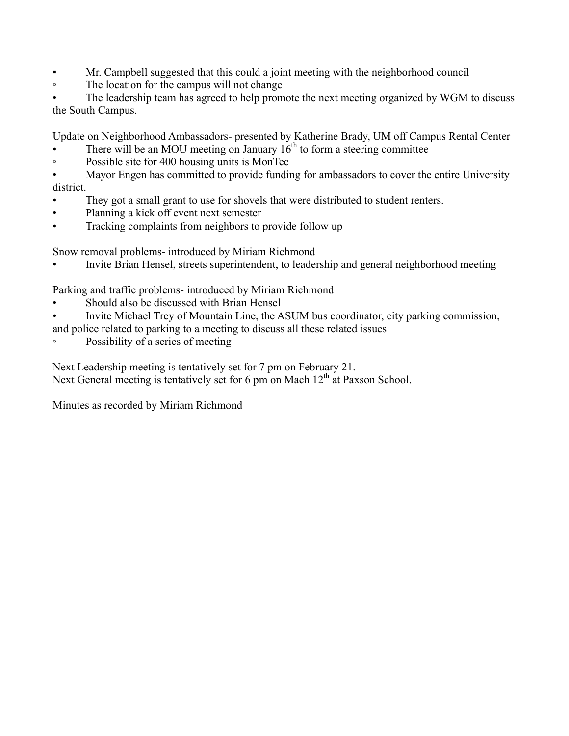- Mr. Campbell suggested that this could a joint meeting with the neighborhood council
  - The location for the campus will not change
- The leadership team has agreed to help promote the next meeting organized by WGM to discuss the South Campus.

Update on Neighborhood Ambassadors- presented by Katherine Brady, UM off Campus Rental Center

- There will be an MOU meeting on January 16th to form a steering committee
  - Possible site for 400 housing units is MonTec
- Mayor Engen has committed to provide funding for ambassadors to cover the entire University district.
- They got a small grant to use for shovels that were distributed to student renters.
- Planning a kick off event next semester
- Tracking complaints from neighbors to provide follow up

Snow removal problems- introduced by Miriam Richmond

- Invite Brian Hensel, streets superintendent, to leadership and general neighborhood meeting

Parking and traffic problems- introduced by Miriam Richmond

- Should also be discussed with Brian Hensel
- Invite Michael Trey of Mountain Line, the ASUM bus coordinator, city parking commission, and police related to parking to a meeting to discuss all these related issues
  - Possibility of a series of meeting

Next Leadership meeting is tentatively set for 7 pm on February 21.
Next General meeting is tentatively set for 6 pm on Mach 12th at Paxson School.

Minutes as recorded by Miriam Richmond